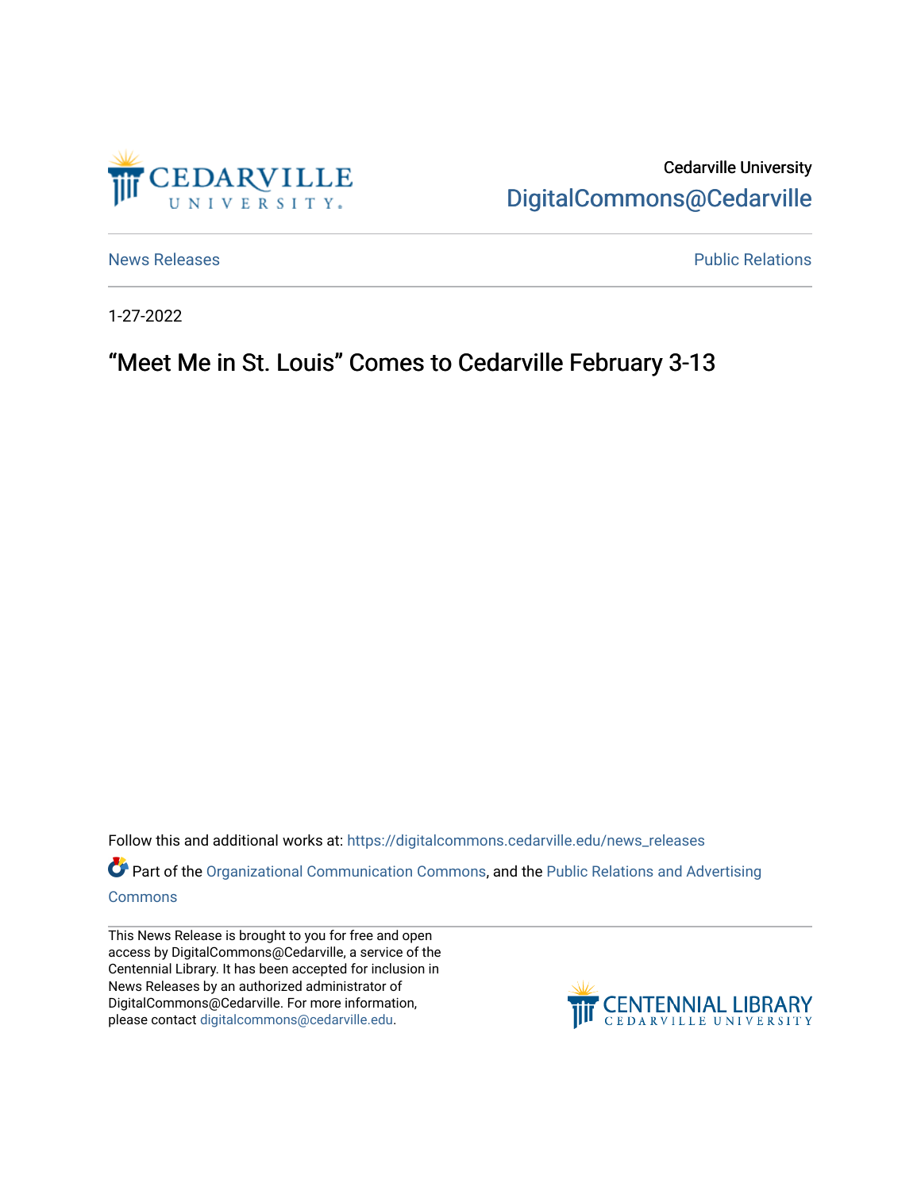Cedarville University

DigitalCommons@Cedarville

News Releases

Public Relations

1-27-2022

# "Meet Me in St. Louis" Comes to Cedarville February 3-13

Follow this and additional works at: https://digitalcommons.cedarville.edu/news_releases

Part of the Organizational Communication Commons, and the Public Relations and Advertising Commons

This News Release is brought to you for free and open access by DigitalCommons@Cedarville, a service of the Centennial Library. It has been accepted for inclusion in News Releases by an authorized administrator of DigitalCommons@Cedarville. For more information, please contact digitalcommons@cedarville.edu.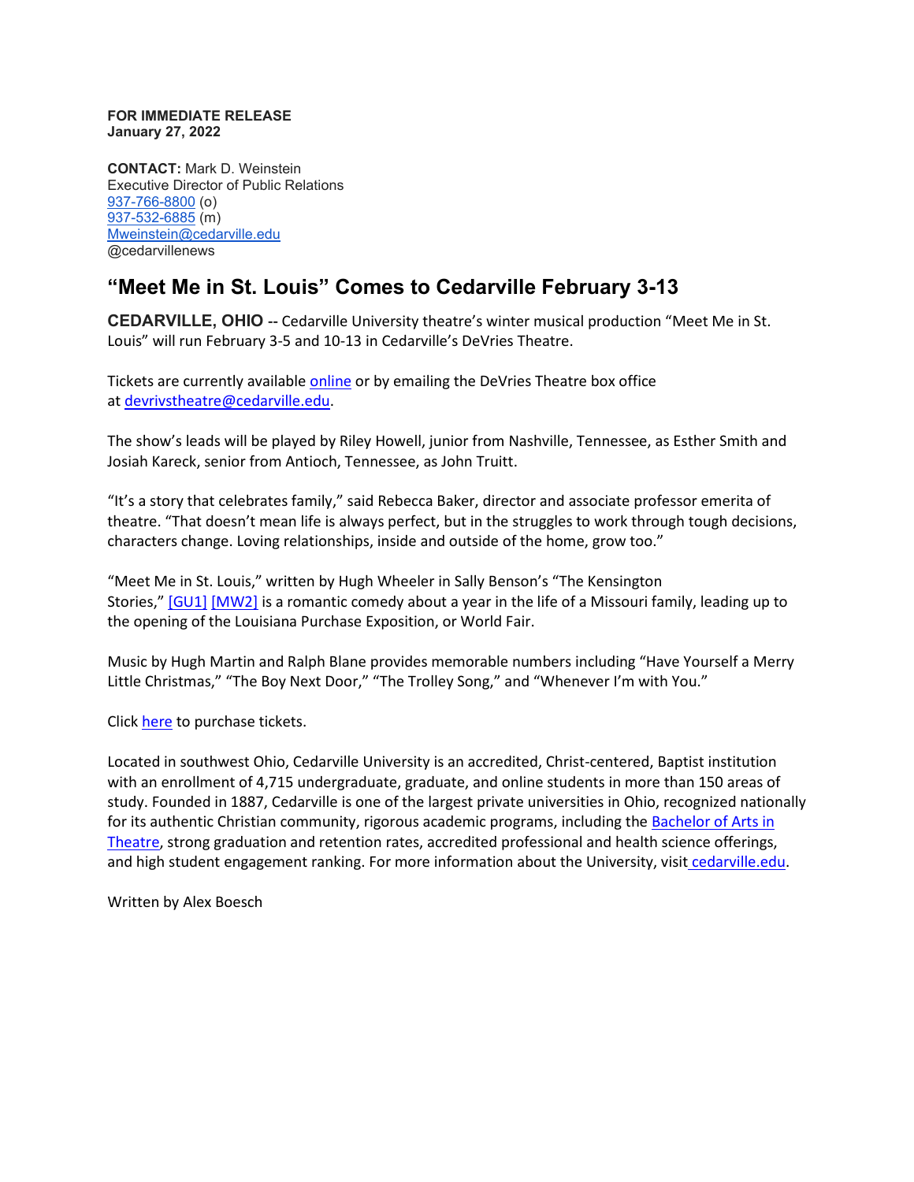**FOR IMMEDIATE RELEASE**
**January 27, 2022**

**CONTACT:** Mark D. Weinstein
Executive Director of Public Relations
937-766-8800 (o)
937-532-6885 (m)
Mweinstein@cedarville.edu
@cedarvillenews

## "Meet Me in St. Louis" Comes to Cedarville February 3-13

**CEDARVILLE, OHIO** -- Cedarville University theatre's winter musical production "Meet Me in St. Louis" will run February 3-5 and 10-13 in Cedarville's DeVries Theatre.

Tickets are currently available online or by emailing the DeVries Theatre box office at devrivstheatre@cedarville.edu.

The show's leads will be played by Riley Howell, junior from Nashville, Tennessee, as Esther Smith and Josiah Kareck, senior from Antioch, Tennessee, as John Truitt.

"It's a story that celebrates family," said Rebecca Baker, director and associate professor emerita of theatre. "That doesn't mean life is always perfect, but in the struggles to work through tough decisions, characters change. Loving relationships, inside and outside of the home, grow too."

"Meet Me in St. Louis," written by Hugh Wheeler in Sally Benson's "The Kensington Stories," [GU1] [MW2] is a romantic comedy about a year in the life of a Missouri family, leading up to the opening of the Louisiana Purchase Exposition, or World Fair.

Music by Hugh Martin and Ralph Blane provides memorable numbers including "Have Yourself a Merry Little Christmas," "The Boy Next Door," "The Trolley Song," and "Whenever I'm with You."

Click here to purchase tickets.

Located in southwest Ohio, Cedarville University is an accredited, Christ-centered, Baptist institution with an enrollment of 4,715 undergraduate, graduate, and online students in more than 150 areas of study. Founded in 1887, Cedarville is one of the largest private universities in Ohio, recognized nationally for its authentic Christian community, rigorous academic programs, including the Bachelor of Arts in Theatre, strong graduation and retention rates, accredited professional and health science offerings, and high student engagement ranking. For more information about the University, visit cedarville.edu.

Written by Alex Boesch